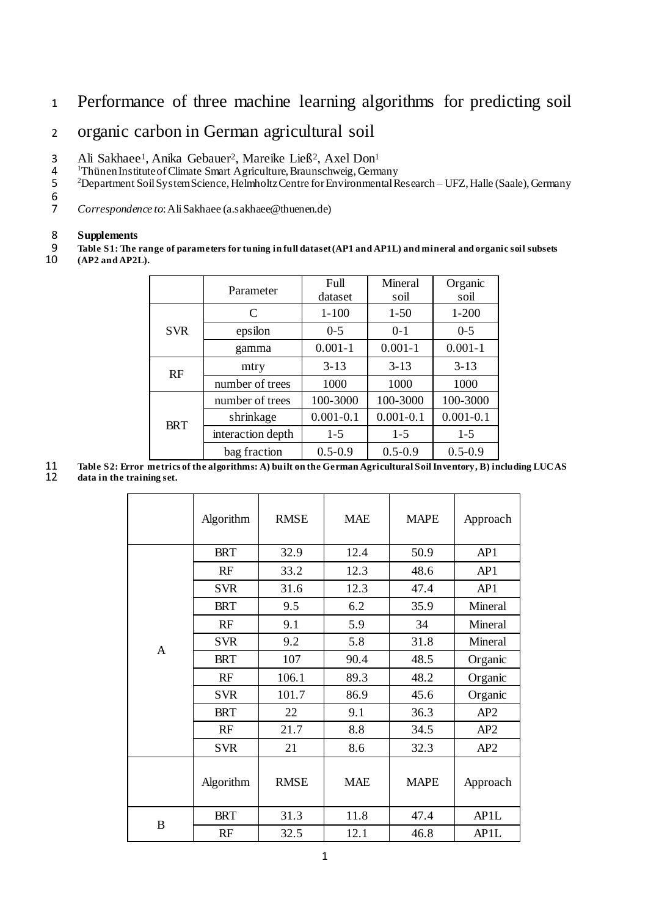# Performance of three machine learning algorithms for predicting soil organic carbon in German agricultural soil

Ali Sakhaee[1], Anika Gebauer[2], Mareike Ließ[2], Axel Don[1]

[1]Thünen Institute of Climate Smart Agriculture, Braunschweig, Germany

[2]Department Soil System Science, Helmholtz Centre for Environmental Research – UFZ, Halle (Saale), Germany

*Correspondence to*: Ali Sakhaee (a.sakhaee@thuenen.de)

**Supplements**

**Table S1: The range of parameters for tuning in full dataset (AP1 and AP1L) and mineral and organic soil subsets (AP2 and AP2L).**

| | Parameter | Full dataset | Mineral soil | Organic soil |
|---|---|---|---|---|
| SVR | C | 1-100 | 1-50 | 1-200 |
| | epsilon | 0-5 | 0-1 | 0-5 |
| | gamma | 0.001-1 | 0.001-1 | 0.001-1 |
| RF | mtry | 3-13 | 3-13 | 3-13 |
| | number of trees | 1000 | 1000 | 1000 |
| BRT | number of trees | 100-3000 | 100-3000 | 100-3000 |
| | shrinkage | 0.001-0.1 | 0.001-0.1 | 0.001-0.1 |
| | interaction depth | 1-5 | 1-5 | 1-5 |
| | bag fraction | 0.5-0.9 | 0.5-0.9 | 0.5-0.9 |

**Table S2: Error metrics of the algorithms: A) built on the German Agricultural Soil Inventory, B) including LUCAS data in the training set.**

| | Algorithm | RMSE | MAE | MAPE | Approach |
|---|---|---|---|---|---|
| A | BRT | 32.9 | 12.4 | 50.9 | AP1 |
| | RF | 33.2 | 12.3 | 48.6 | AP1 |
| | SVR | 31.6 | 12.3 | 47.4 | AP1 |
| | BRT | 9.5 | 6.2 | 35.9 | Mineral |
| | RF | 9.1 | 5.9 | 34 | Mineral |
| | SVR | 9.2 | 5.8 | 31.8 | Mineral |
| | BRT | 107 | 90.4 | 48.5 | Organic |
| | RF | 106.1 | 89.3 | 48.2 | Organic |
| | SVR | 101.7 | 86.9 | 45.6 | Organic |
| | BRT | 22 | 9.1 | 36.3 | AP2 |
| | RF | 21.7 | 8.8 | 34.5 | AP2 |
| | SVR | 21 | 8.6 | 32.3 | AP2 |
| | Algorithm | RMSE | MAE | MAPE | Approach |
| B | BRT | 31.3 | 11.8 | 47.4 | AP1L |
| | RF | 32.5 | 12.1 | 46.8 | AP1L |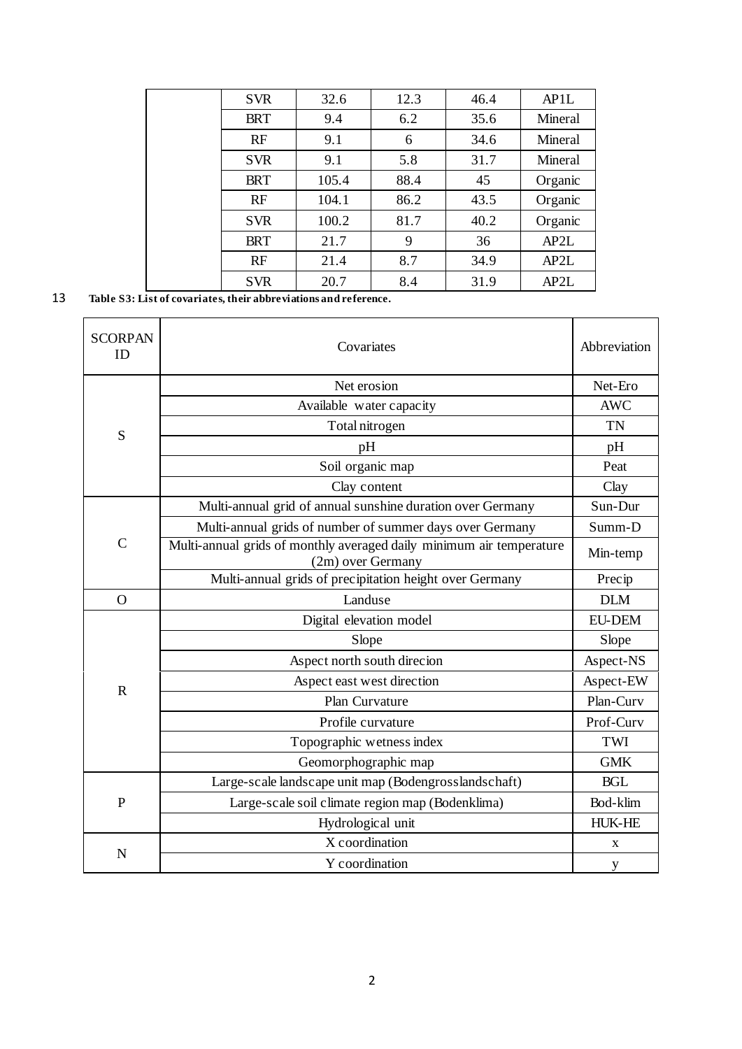| | | | | | |
|---|---|---|---|---|---|
| | SVR | 32.6 | 12.3 | 46.4 | AP1L |
| | BRT | 9.4 | 6.2 | 35.6 | Mineral |
| | RF | 9.1 | 6 | 34.6 | Mineral |
| | SVR | 9.1 | 5.8 | 31.7 | Mineral |
| | BRT | 105.4 | 88.4 | 45 | Organic |
| | RF | 104.1 | 86.2 | 43.5 | Organic |
| | SVR | 100.2 | 81.7 | 40.2 | Organic |
| | BRT | 21.7 | 9 | 36 | AP2L |
| | RF | 21.4 | 8.7 | 34.9 | AP2L |
| | SVR | 20.7 | 8.4 | 31.9 | AP2L |

**Table S3: List of covariates, their abbreviations and reference.**

| SCORPAN ID | Covariates | Abbreviation |
|---|---|---|
| S | Net erosion | Net-Ero |
| | Available water capacity | AWC |
| | Total nitrogen | TN |
| | pH | pH |
| | Soil organic map | Peat |
| | Clay content | Clay |
| C | Multi-annual grid of annual sunshine duration over Germany | Sun-Dur |
| | Multi-annual grids of number of summer days over Germany | Summ-D |
| | Multi-annual grids of monthly averaged daily minimum air temperature (2m) over Germany | Min-temp |
| | Multi-annual grids of precipitation height over Germany | Precip |
| O | Landuse | DLM |
| R | Digital elevation model | EU-DEM |
| | Slope | Slope |
| | Aspect north south direcion | Aspect-NS |
| | Aspect east west direction | Aspect-EW |
| | Plan Curvature | Plan-Curv |
| | Profile curvature | Prof-Curv |
| | Topographic wetness index | TWI |
| | Geomorphographic map | GMK |
| P | Large-scale landscape unit map (Bodengrosslandschaft) | BGL |
| | Large-scale soil climate region map (Bodenklima) | Bod-klim |
| | Hydrological unit | HUK-HE |
| N | X coordination | x |
| | Y coordination | y |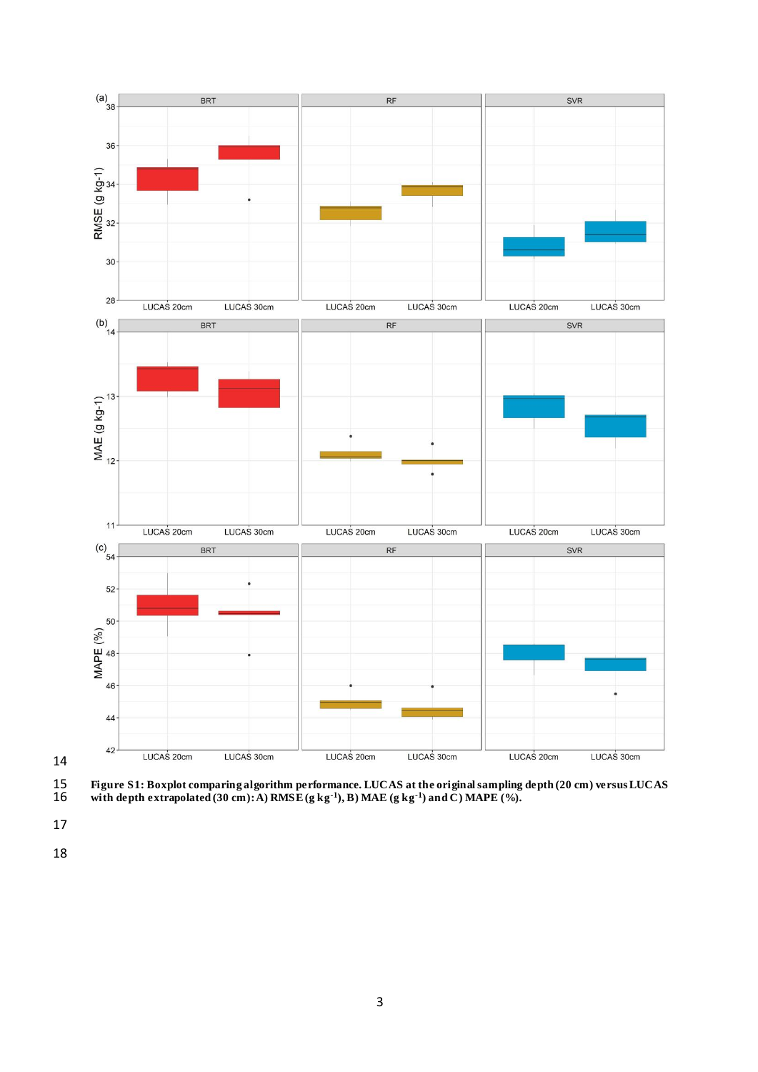(a)

BRT

RF

SVR

RMSE (g kg-1)

38

36

34

32

30

28

LUCAS 20cm

LUCAS 30cm

LUCAS 20cm

LUCAS 30cm

LUCAS 20cm

LUCAS 30cm

(b)

BRT

RF

SVR

MAE (g kg-1)

14

13

12

11

LUCAS 20cm

LUCAS 30cm

LUCAS 20cm

LUCAS 30cm

LUCAS 20cm

LUCAS 30cm

(c)

BRT

RF

SVR

MAPE (%)

54

52

50

48

46

44

42

LUCAS 20cm

LUCAS 30cm

LUCAS 20cm

LUCAS 30cm

LUCAS 20cm

LUCAS 30cm

**Figure S1: Boxplot comparing algorithm performance. LUCAS at the original sampling depth (20 cm) versus LUCAS with depth extrapolated (30 cm): A) RMSE (g kg$^{-1}$), B) MAE (g kg$^{-1}$) and C) MAPE (%).**